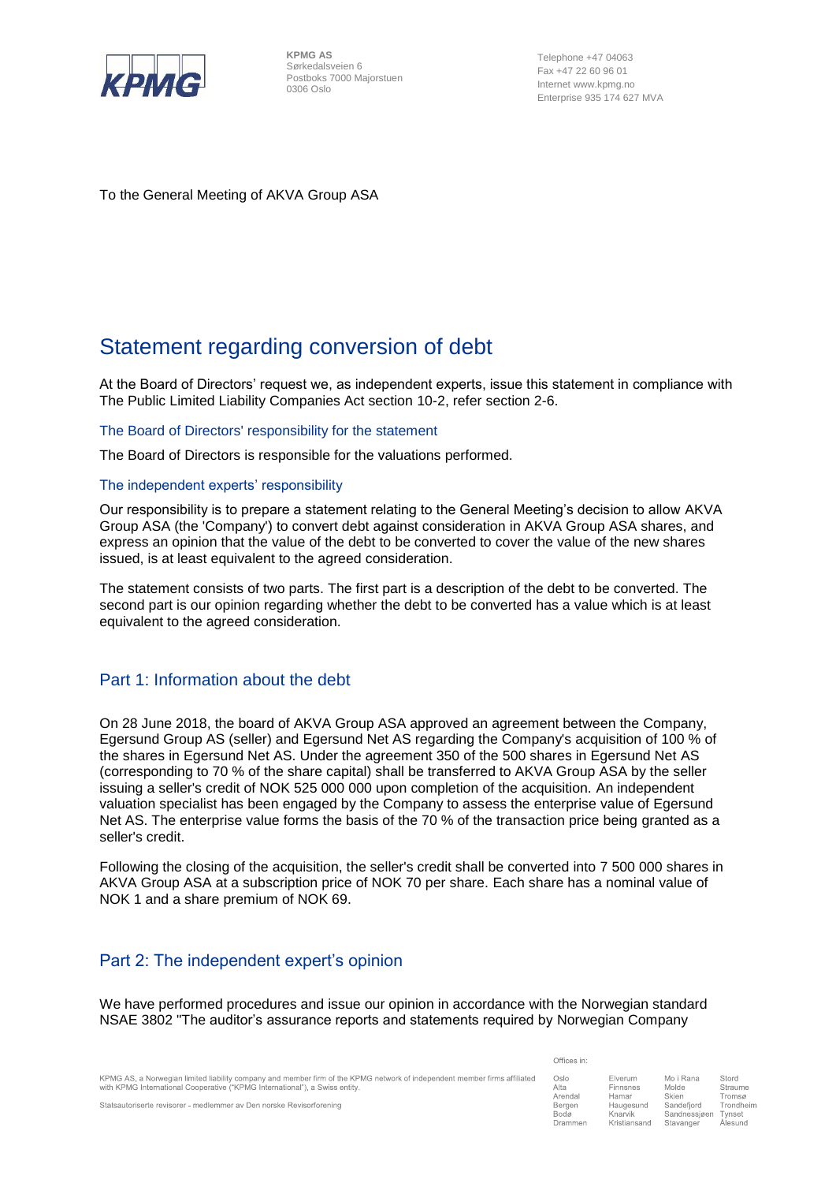KPMG AS
Sørkedalsveien 6
Postboks 7000 Majorstuen
0306 Oslo

Telephone +47 04063
Fax +47 22 60 96 01
Internet www.kpmg.no
Enterprise 935 174 627 MVA

To the General Meeting of AKVA Group ASA

# Statement regarding conversion of debt

At the Board of Directors' request we, as independent experts, issue this statement in compliance with The Public Limited Liability Companies Act section 10-2, refer section 2-6.

### The Board of Directors' responsibility for the statement

The Board of Directors is responsible for the valuations performed.

### The independent experts' responsibility

Our responsibility is to prepare a statement relating to the General Meeting's decision to allow AKVA Group ASA (the 'Company') to convert debt against consideration in AKVA Group ASA shares, and express an opinion that the value of the debt to be converted to cover the value of the new shares issued, is at least equivalent to the agreed consideration.

The statement consists of two parts. The first part is a description of the debt to be converted. The second part is our opinion regarding whether the debt to be converted has a value which is at least equivalent to the agreed consideration.

## Part 1: Information about the debt

On 28 June 2018, the board of AKVA Group ASA approved an agreement between the Company, Egersund Group AS (seller) and Egersund Net AS regarding the Company's acquisition of 100 % of the shares in Egersund Net AS. Under the agreement 350 of the 500 shares in Egersund Net AS (corresponding to 70 % of the share capital) shall be transferred to AKVA Group ASA by the seller issuing a seller's credit of NOK 525 000 000 upon completion of the acquisition. An independent valuation specialist has been engaged by the Company to assess the enterprise value of Egersund Net AS. The enterprise value forms the basis of the 70 % of the transaction price being granted as a seller's credit.

Following the closing of the acquisition, the seller's credit shall be converted into 7 500 000 shares in AKVA Group ASA at a subscription price of NOK 70 per share. Each share has a nominal value of NOK 1 and a share premium of NOK 69.

## Part 2: The independent expert's opinion

We have performed procedures and issue our opinion in accordance with the Norwegian standard NSAE 3802 "The auditor's assurance reports and statements required by Norwegian Company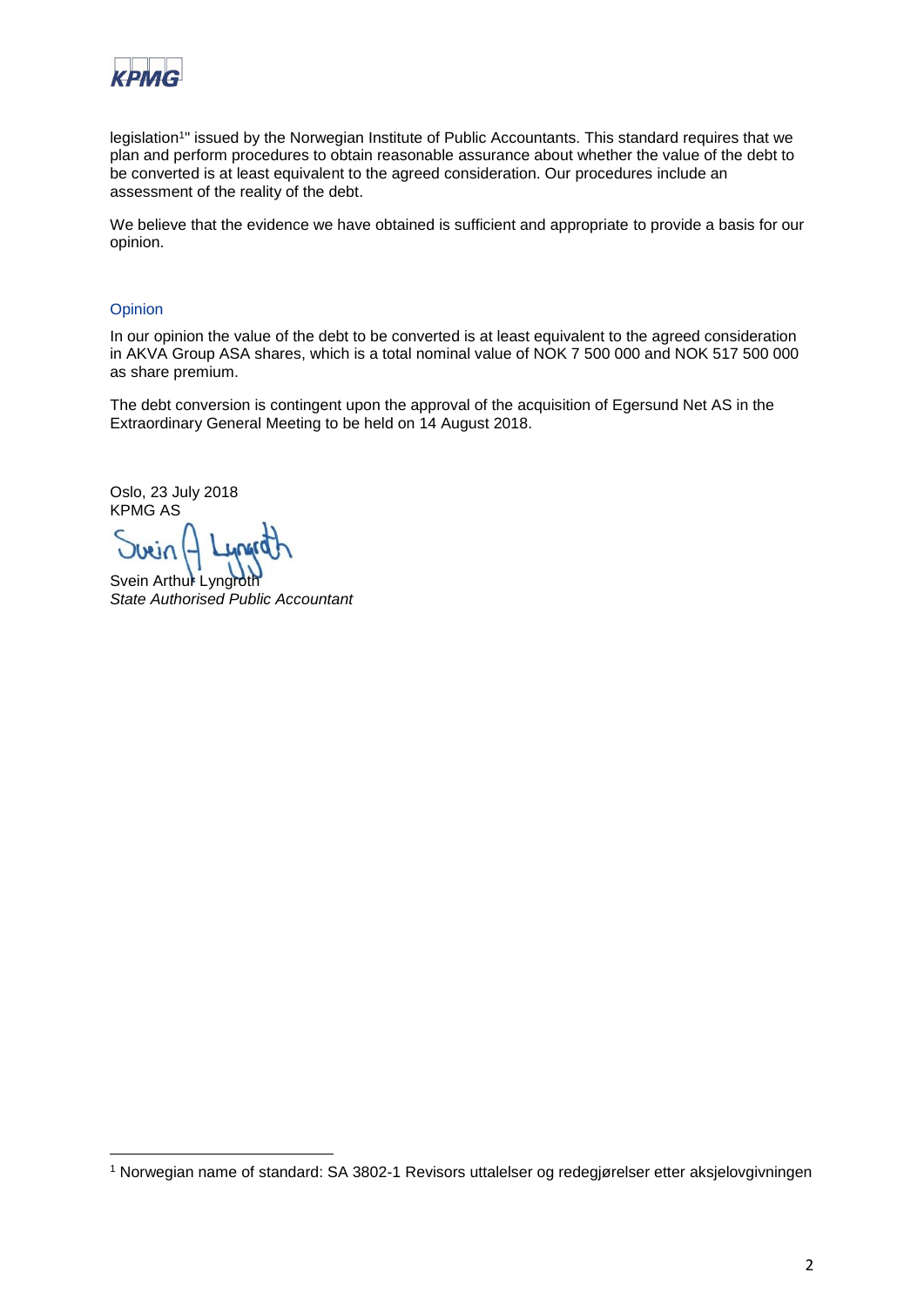legislation[1]" issued by the Norwegian Institute of Public Accountants. This standard requires that we plan and perform procedures to obtain reasonable assurance about whether the value of the debt to be converted is at least equivalent to the agreed consideration. Our procedures include an assessment of the reality of the debt.

We believe that the evidence we have obtained is sufficient and appropriate to provide a basis for our opinion.

## Opinion

In our opinion the value of the debt to be converted is at least equivalent to the agreed consideration in AKVA Group ASA shares, which is a total nominal value of NOK 7 500 000 and NOK 517 500 000 as share premium.

The debt conversion is contingent upon the approval of the acquisition of Egersund Net AS in the Extraordinary General Meeting to be held on 14 August 2018.

Oslo, 23 July 2018
KPMG AS

Svein Arthur Lyngroth
*State Authorised Public Accountant*

[1] Norwegian name of standard: SA 3802-1 Revisors uttalelser og redegjørelser etter aksjelovgivningen